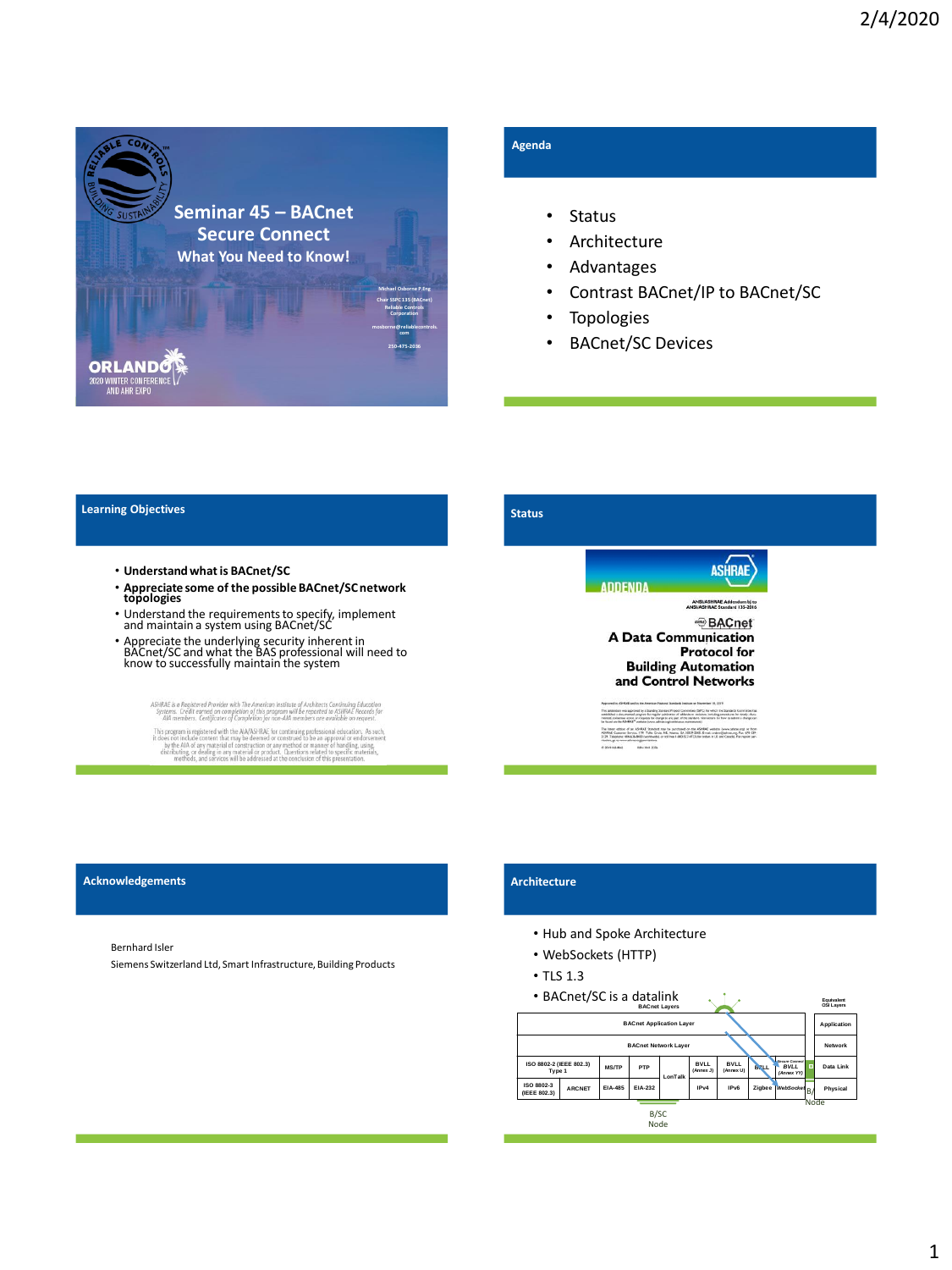# Seminar 45 – BACnet Secure Connect

## What You Need to Know!

Michael Osborne P.Eng
Chair SSPC 135 (BACnet)
Reliable Controls Corporation
mosborne@reliablecontrols.com
250-475-2036

ORLANDO 2020 WINTER CONFERENCE AND AHR EXPO

## Agenda

- Status
- Architecture
- Advantages
- Contrast BACnet/IP to BACnet/SC
- Topologies
- BACnet/SC Devices

## Learning Objectives

- **Understand what is BACnet/SC**
- **Appreciate some of the possible BACnet/SC network topologies**
- Understand the requirements to specify, implement and maintain a system using BACnet/SC
- Appreciate the underlying security inherent in BACnet/SC and what the BAS professional will need to know to successfully maintain the system

*ASHRAE is a Registered Provider with The American Institute of Architects Continuing Education Systems. Credit earned on completion of this program will be reported to ASHRAE Records for AIA members. Certificates of Completion for non-AIA members are available on request.*

This program is registered with the AIA/ASHRAE for continuing professional education. As such, it does not include content that may be deemed or construed to be an approval or endorsement by the AIA of any material of construction or any method or manner of handling, using, distributing, or dealing in any material or product. Questions related to specific materials, methods, and services will be addressed at the conclusion of this presentation.

## Status

ASHRAE ADDENDA
ANSI/ASHRAE Addendum bj to ANSI/ASHRAE Standard 135-2016

BACnet
A Data Communication Protocol for Building Automation and Control Networks

## Acknowledgements

Bernhard Isler
Siemens Switzerland Ltd, Smart Infrastructure, Building Products

## Architecture

- Hub and Spoke Architecture
- WebSockets (HTTP)
- TLS 1.3
- BACnet/SC is a datalink

BACnet Layers

| BACnet Application Layer | | | | | | | | | Application |
|---|---|---|---|---|---|---|---|---|---|
| BACnet Network Layer | | | | | | | | | Network |
| ISO 8802-2 (IEEE 802.3) Type 1 | MS/TP | PTP | LonTalk | BVLL (Annex J) | BVLL (Annex U) | BZLL | Secure Connect BVLL (Annex YY) | | Data Link |
| ISO 8802-3 (IEEE 802.3) | ARCNET | EIA-485 | EIA-232 | | IPv4 | IPv6 | Zigbee | WebSocket | Physical |

Equivalent OSI Layers

B/SC Node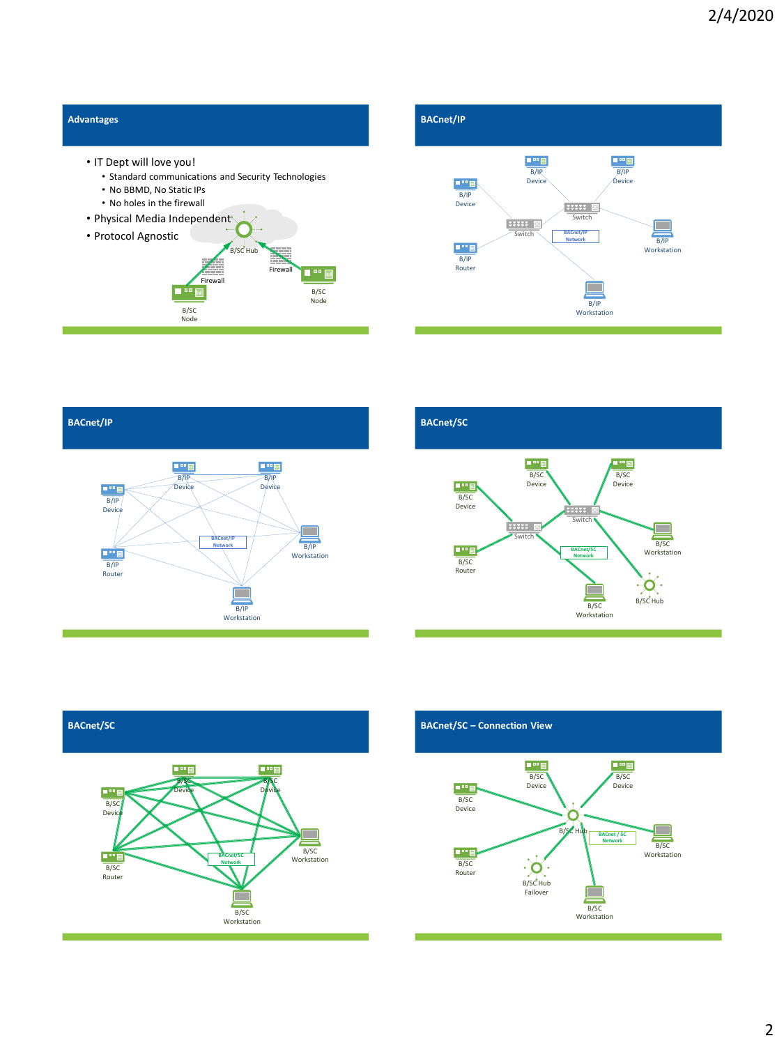## Advantages

- IT Dept will love you!
  - Standard communications and Security Technologies
  - No BBMD, No Static IPs
  - No holes in the firewall
- Physical Media Independent
- Protocol Agnostic

B/SC Hub
Firewall
Firewall
B/SC Node
B/SC Node

## BACnet/IP

B/IP Device
B/IP Device
B/IP Device
Switch
Switch
BACnet/IP Network
B/IP Router
B/IP Workstation
B/IP Workstation

## BACnet/IP

B/IP Device
B/IP Device
B/IP Device
BACnet/IP Network
B/IP Workstation
B/IP Router
B/IP Workstation

## BACnet/SC

B/SC Device
B/SC Device
B/SC Device
Switch
Switch
B/SC Workstation
B/SC Router
BACnet/SC Network
B/SC Workstation
B/SC Hub

## BACnet/SC

B/SC Device
B/SC Device
B/SC Device
B/SC Workstation
B/SC Router
BACnet/SC Network
B/SC Workstation

## BACnet/SC – Connection View

B/SC Device
B/SC Device
B/SC Device
B/SC Hub
BACnet / SC Network
B/SC Workstation
B/SC Router
B/SC Hub Failover
B/SC Workstation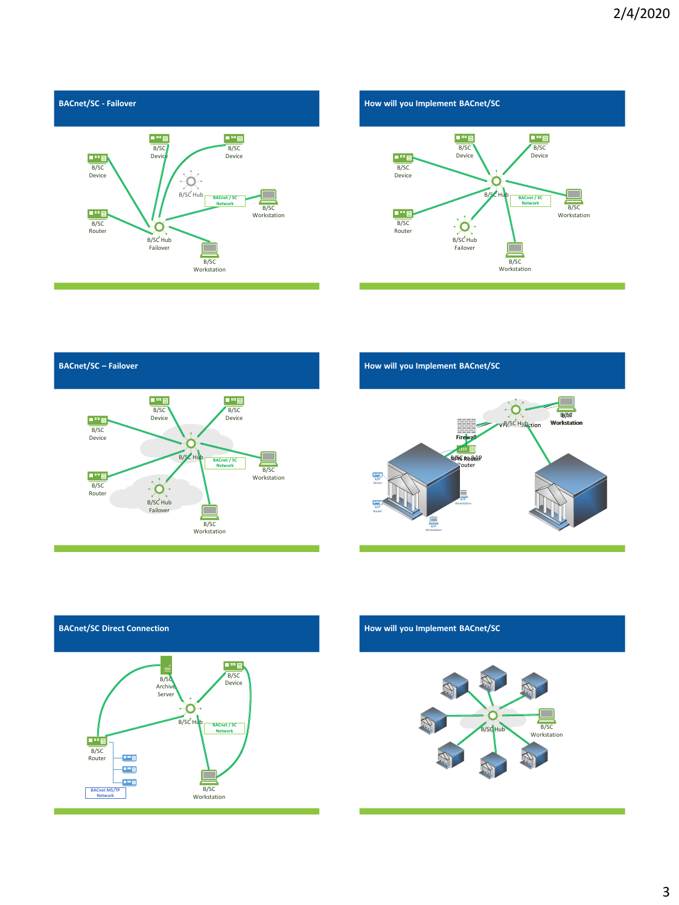## BACnet/SC - Failover

B/SC Device

B/SC Device

B/SC Device

B/SC Hub

BACnet / SC Network

B/SC Workstation

B/SC Router

B/SC Hub Failover

B/SC Workstation

## How will you Implement BACnet/SC

B/SC Device

B/SC Device

B/SC Device

B/SC Hub

BACnet / SC Network

B/SC Workstation

B/SC Router

B/SC Hub Failover

B/SC Workstation

## BACnet/SC – Failover

B/SC Device

B/SC Device

B/SC Device

B/SC Hub

BACnet / SC Network

B/SC Workstation

B/SC Router

B/SC Hub Failover

B/SC Workstation

## How will you Implement BACnet/SC

Firewall

B/SC Hub

VPN Connection

B/IP Workstation

B/SC to B/IP Router

## BACnet/SC Direct Connection

B/SC Archive Server

B/SC Device

B/SC Hub

BACnet / SC Network

B/SC Router

BACnet MS/TP Network

B/SC Workstation

## How will you Implement BACnet/SC

B/SC Hub

B/SC Workstation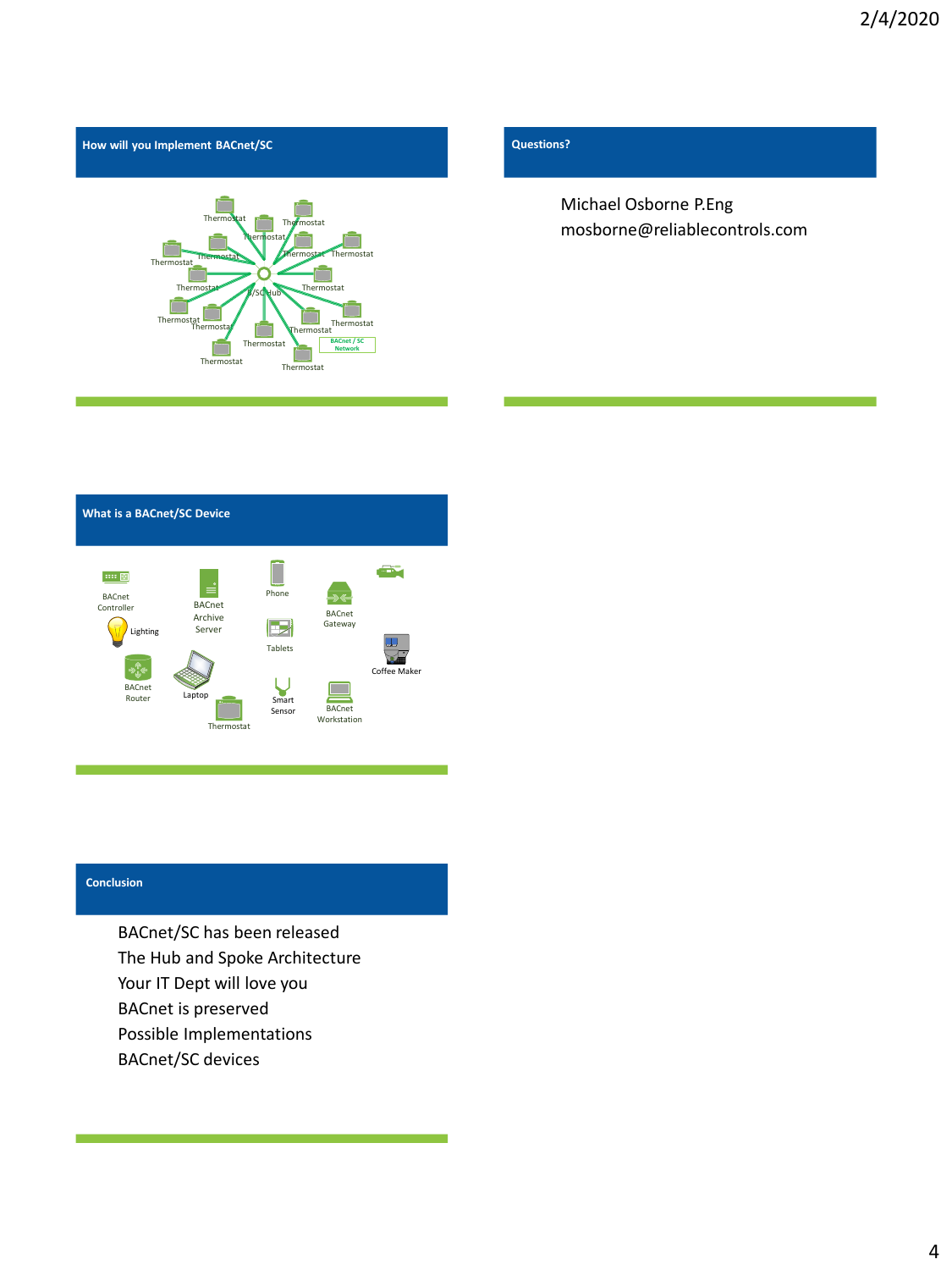## How will you Implement BACnet/SC

Thermostat
Thermostat
Thermostat
Thermostat
Thermostat
Thermostat
Thermostat
Thermostat
Thermostat
B/SC Hub
Thermostat
Thermostat
Thermostat
Thermostat
Thermostat
Thermostat
Thermostat
BACnet / SC Network

## Questions?

Michael Osborne P.Eng
mosborne@reliablecontrols.com

## What is a BACnet/SC Device

BACnet Controller
BACnet Archive Server
Phone
BACnet Gateway
Lighting
Tablets
Coffee Maker
BACnet Router
Laptop
Smart Sensor
BACnet Workstation
Thermostat

## Conclusion

BACnet/SC has been released
The Hub and Spoke Architecture
Your IT Dept will love you
BACnet is preserved
Possible Implementations
BACnet/SC devices